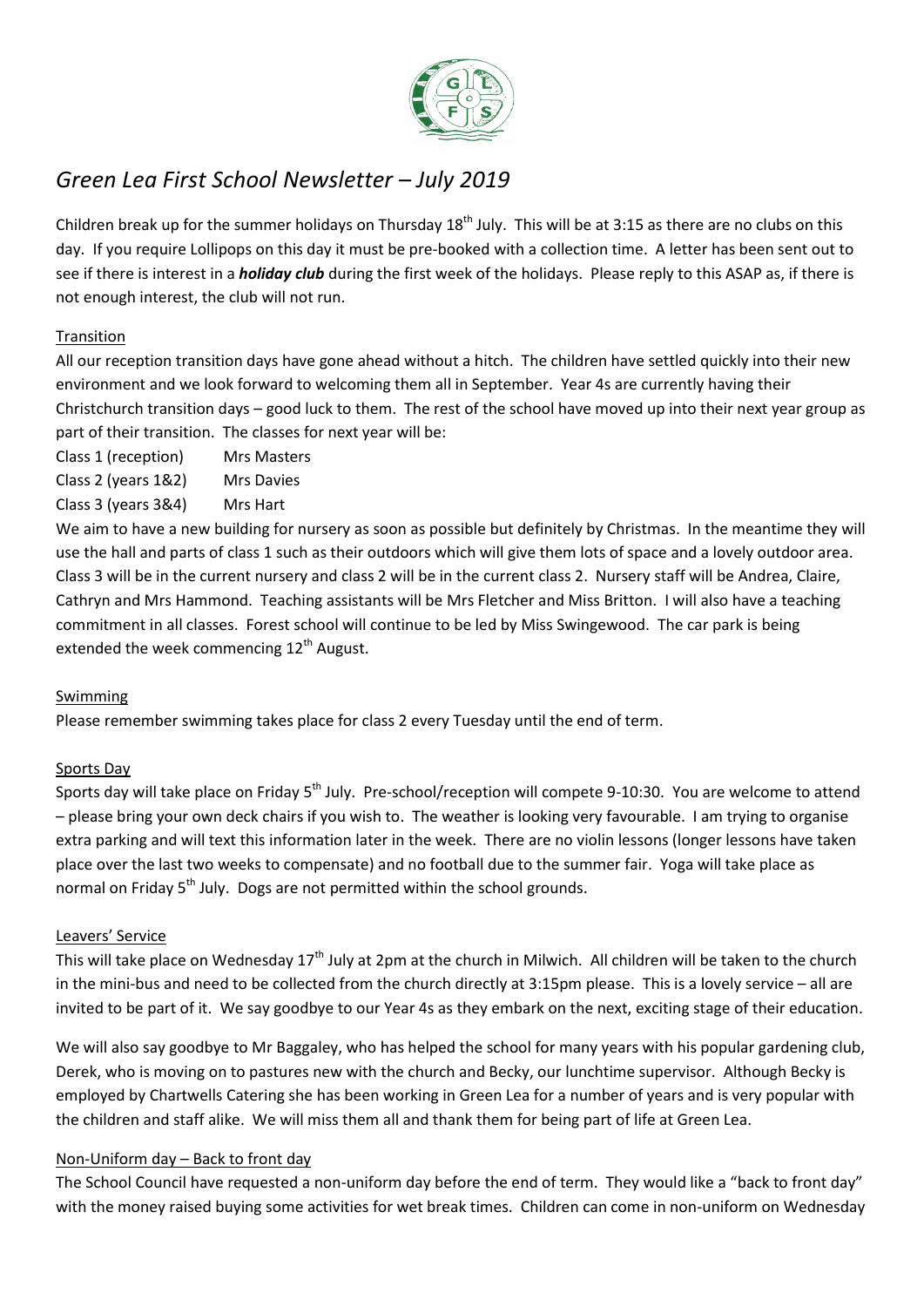# *Green Lea First School Newsletter – July 2019*

Children break up for the summer holidays on Thursday 18th July. This will be at 3:15 as there are no clubs on this day. If you require Lollipops on this day it must be pre-booked with a collection time. A letter has been sent out to see if there is interest in a ***holiday club*** during the first week of the holidays. Please reply to this ASAP as, if there is not enough interest, the club will not run.

## Transition

All our reception transition days have gone ahead without a hitch. The children have settled quickly into their new environment and we look forward to welcoming them all in September. Year 4s are currently having their Christchurch transition days – good luck to them. The rest of the school have moved up into their next year group as part of their transition. The classes for next year will be:

| | |
|---|---|
| Class 1 (reception) | Mrs Masters |
| Class 2 (years 1&2) | Mrs Davies |
| Class 3 (years 3&4) | Mrs Hart |

We aim to have a new building for nursery as soon as possible but definitely by Christmas. In the meantime they will use the hall and parts of class 1 such as their outdoors which will give them lots of space and a lovely outdoor area. Class 3 will be in the current nursery and class 2 will be in the current class 2. Nursery staff will be Andrea, Claire, Cathryn and Mrs Hammond. Teaching assistants will be Mrs Fletcher and Miss Britton. I will also have a teaching commitment in all classes. Forest school will continue to be led by Miss Swingewood. The car park is being extended the week commencing 12th August.

## Swimming

Please remember swimming takes place for class 2 every Tuesday until the end of term.

## Sports Day

Sports day will take place on Friday 5th July. Pre-school/reception will compete 9-10:30. You are welcome to attend – please bring your own deck chairs if you wish to. The weather is looking very favourable. I am trying to organise extra parking and will text this information later in the week. There are no violin lessons (longer lessons have taken place over the last two weeks to compensate) and no football due to the summer fair. Yoga will take place as normal on Friday 5th July. Dogs are not permitted within the school grounds.

## Leavers' Service

This will take place on Wednesday 17th July at 2pm at the church in Milwich. All children will be taken to the church in the mini-bus and need to be collected from the church directly at 3:15pm please. This is a lovely service – all are invited to be part of it. We say goodbye to our Year 4s as they embark on the next, exciting stage of their education.

We will also say goodbye to Mr Baggaley, who has helped the school for many years with his popular gardening club, Derek, who is moving on to pastures new with the church and Becky, our lunchtime supervisor. Although Becky is employed by Chartwells Catering she has been working in Green Lea for a number of years and is very popular with the children and staff alike. We will miss them all and thank them for being part of life at Green Lea.

## Non-Uniform day – Back to front day

The School Council have requested a non-uniform day before the end of term. They would like a "back to front day" with the money raised buying some activities for wet break times. Children can come in non-uniform on Wednesday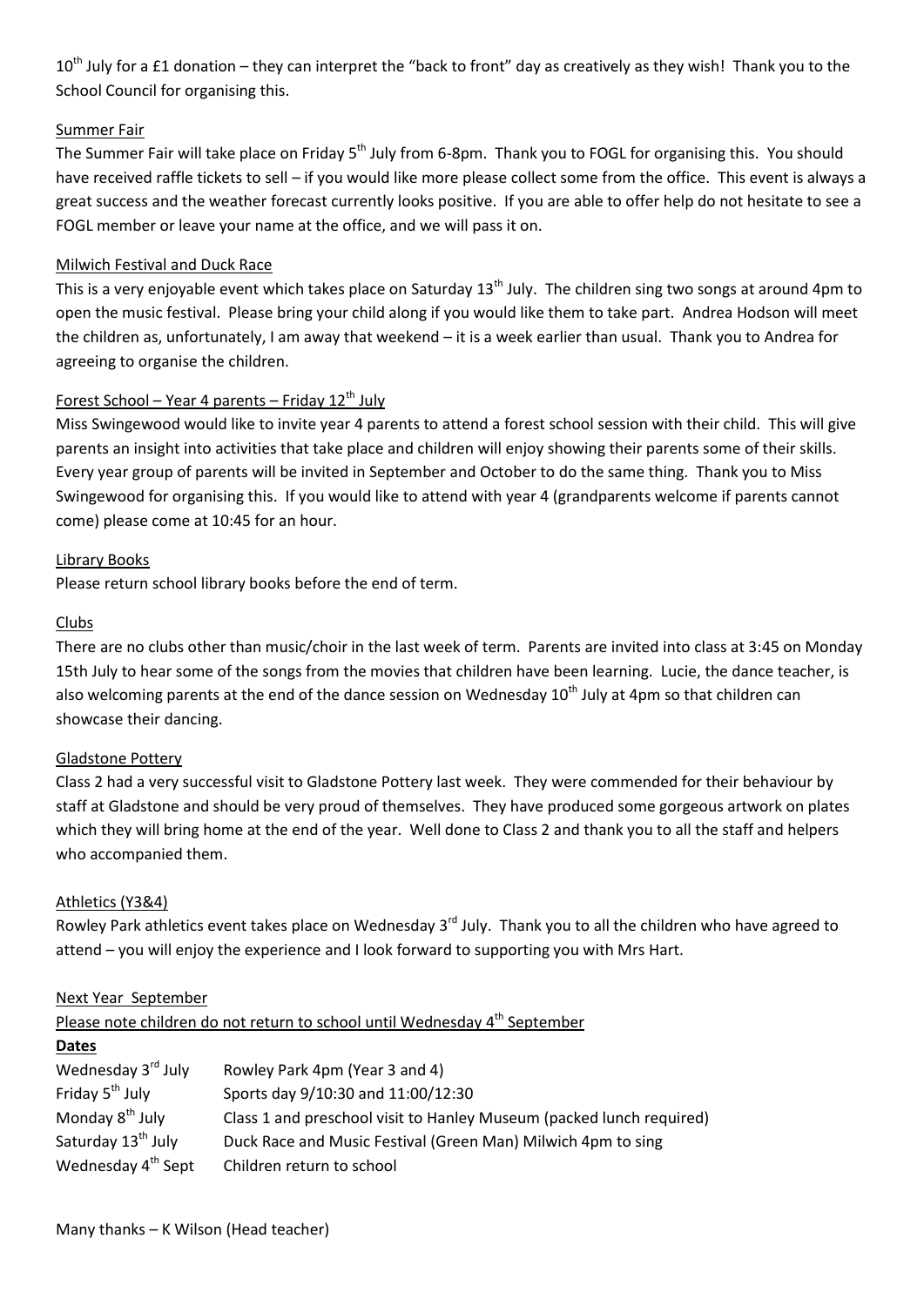10th July for a £1 donation – they can interpret the "back to front" day as creatively as they wish! Thank you to the School Council for organising this.

## Summer Fair

The Summer Fair will take place on Friday 5th July from 6-8pm. Thank you to FOGL for organising this. You should have received raffle tickets to sell – if you would like more please collect some from the office. This event is always a great success and the weather forecast currently looks positive. If you are able to offer help do not hesitate to see a FOGL member or leave your name at the office, and we will pass it on.

## Milwich Festival and Duck Race

This is a very enjoyable event which takes place on Saturday 13th July. The children sing two songs at around 4pm to open the music festival. Please bring your child along if you would like them to take part. Andrea Hodson will meet the children as, unfortunately, I am away that weekend – it is a week earlier than usual. Thank you to Andrea for agreeing to organise the children.

## Forest School – Year 4 parents – Friday 12th July

Miss Swingewood would like to invite year 4 parents to attend a forest school session with their child. This will give parents an insight into activities that take place and children will enjoy showing their parents some of their skills. Every year group of parents will be invited in September and October to do the same thing. Thank you to Miss Swingewood for organising this. If you would like to attend with year 4 (grandparents welcome if parents cannot come) please come at 10:45 for an hour.

## Library Books

Please return school library books before the end of term.

## Clubs

There are no clubs other than music/choir in the last week of term. Parents are invited into class at 3:45 on Monday 15th July to hear some of the songs from the movies that children have been learning. Lucie, the dance teacher, is also welcoming parents at the end of the dance session on Wednesday 10th July at 4pm so that children can showcase their dancing.

## Gladstone Pottery

Class 2 had a very successful visit to Gladstone Pottery last week. They were commended for their behaviour by staff at Gladstone and should be very proud of themselves. They have produced some gorgeous artwork on plates which they will bring home at the end of the year. Well done to Class 2 and thank you to all the staff and helpers who accompanied them.

## Athletics (Y3&4)

Rowley Park athletics event takes place on Wednesday 3rd July. Thank you to all the children who have agreed to attend – you will enjoy the experience and I look forward to supporting you with Mrs Hart.

## Next Year September

Please note children do not return to school until Wednesday 4th September

**Dates**

| | |
|---|---|
| Wednesday 3rd July | Rowley Park 4pm (Year 3 and 4) |
| Friday 5th July | Sports day 9/10:30 and 11:00/12:30 |
| Monday 8th July | Class 1 and preschool visit to Hanley Museum (packed lunch required) |
| Saturday 13th July | Duck Race and Music Festival (Green Man) Milwich 4pm to sing |
| Wednesday 4th Sept | Children return to school |

Many thanks – K Wilson (Head teacher)